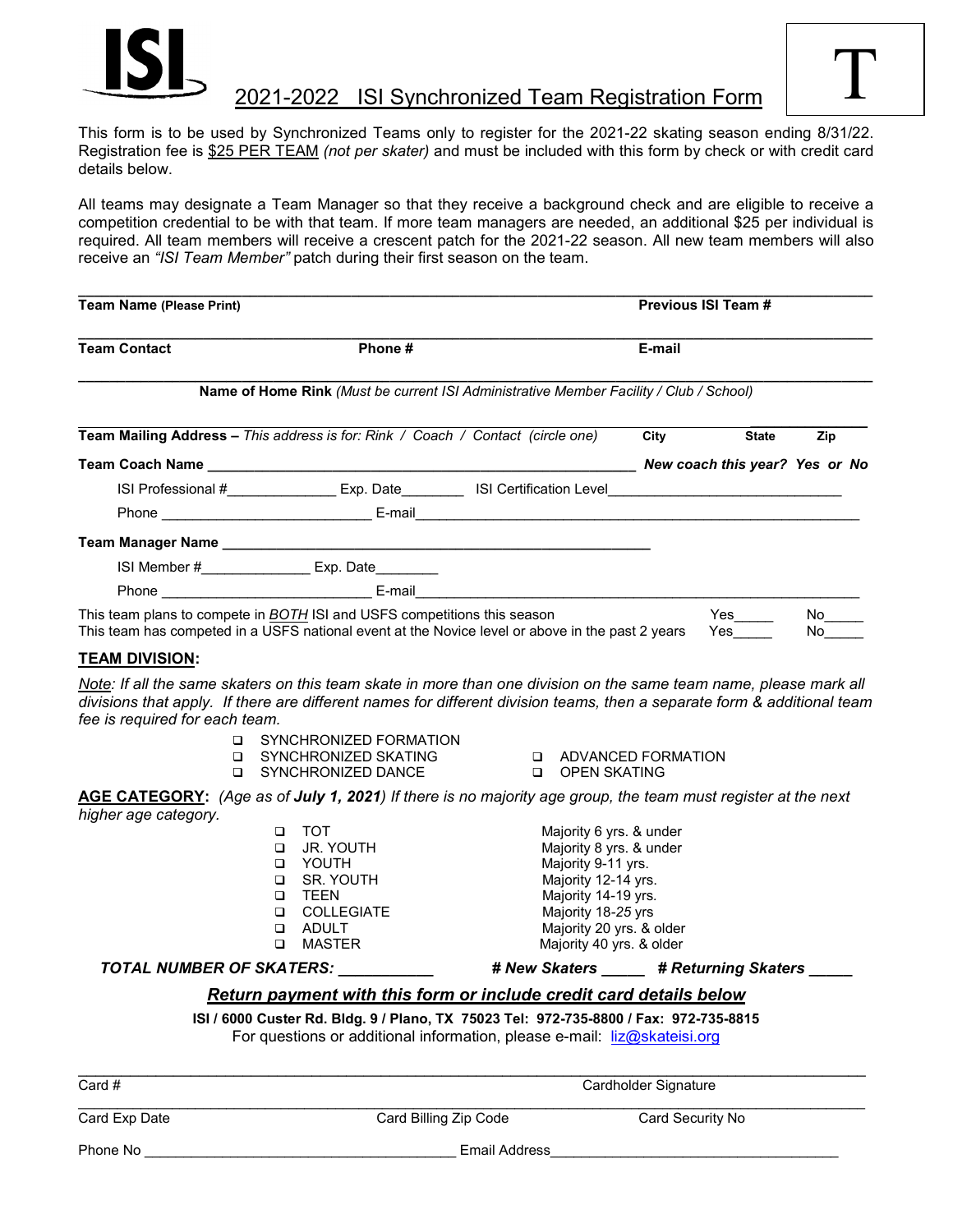# ISI 2021-2022 ISI Synchronized Team Registration Form

T

This form is to be used by Synchronized Teams only to register for the 2021-22 skating season ending 8/31/22. Registration fee is $25 PER TEAM *(not per skater)* and must be included with this form by check or with credit card details below.

All teams may designate a Team Manager so that they receive a background check and are eligible to receive a competition credential to be with that team. If more team managers are needed, an additional $25 per individual is required. All team members will receive a crescent patch for the 2021-22 season. All new team members will also receive an *"ISI Team Member"* patch during their first season on the team.

**Team Name (Please Print)** ______________________ **Previous ISI Team #** ______

**Team Contact** ____________ **Phone #** ____________ **E-mail** ____________

______________________

**Name of Home Rink** *(Must be current ISI Administrative Member Facility / Club / School)*

______________________

**Team Mailing Address –** *This address is for: Rink / Coach / Contact (circle one)* **City** ______ **State** ______ **Zip** ______

**Team Coach Name** ______________________ ***New coach this year? Yes or No***

ISI Professional #______________ Exp. Date________ ISI Certification Level______________________________

Phone ___________________________ E-mail______________________________

**Team Manager Name** ______________________

ISI Member #______________ Exp. Date________

Phone ___________________________ E-mail______________________________

This team plans to compete in *BOTH* ISI and USFS competitions this season Yes_____ No_____

This team has competed in a USFS national event at the Novice level or above in the past 2 years Yes_____ No_____

**TEAM DIVISION:**

*Note: If all the same skaters on this team skate in more than one division on the same team name, please mark all divisions that apply. If there are different names for different division teams, then a separate form & additional team fee is required for each team.*

- ❑ SYNCHRONIZED FORMATION
- ❑ SYNCHRONIZED SKATING
- ❑ SYNCHRONIZED DANCE
- ❑ ADVANCED FORMATION
- ❑ OPEN SKATING

**AGE CATEGORY:** *(Age as of **July 1, 2021**) If there is no majority age group, the team must register at the next higher age category.*

| | |
|---|---|
| ❑ TOT | Majority 6 yrs. & under |
| ❑ JR. YOUTH | Majority 8 yrs. & under |
| ❑ YOUTH | Majority 9-11 yrs. |
| ❑ SR. YOUTH | Majority 12-14 yrs. |
| ❑ TEEN | Majority 14-19 yrs. |
| ❑ COLLEGIATE | Majority 18-25 yrs |
| ❑ ADULT | Majority 20 yrs. & older |
| ❑ MASTER | Majority 40 yrs. & older |

***TOTAL NUMBER OF SKATERS:*** ___________ ***# New Skaters*** _____ ***# Returning Skaters*** _____

***Return payment with this form or include credit card details below***

**ISI / 6000 Custer Rd. Bldg. 9 / Plano, TX 75023 Tel: 972-735-8800 / Fax: 972-735-8815**

For questions or additional information, please e-mail: liz@skateisi.org

Card # ______________________ Cardholder Signature ______________________

Card Exp Date ____________ Card Billing Zip Code ____________ Card Security No ____________

Phone No ______________________ Email Address ______________________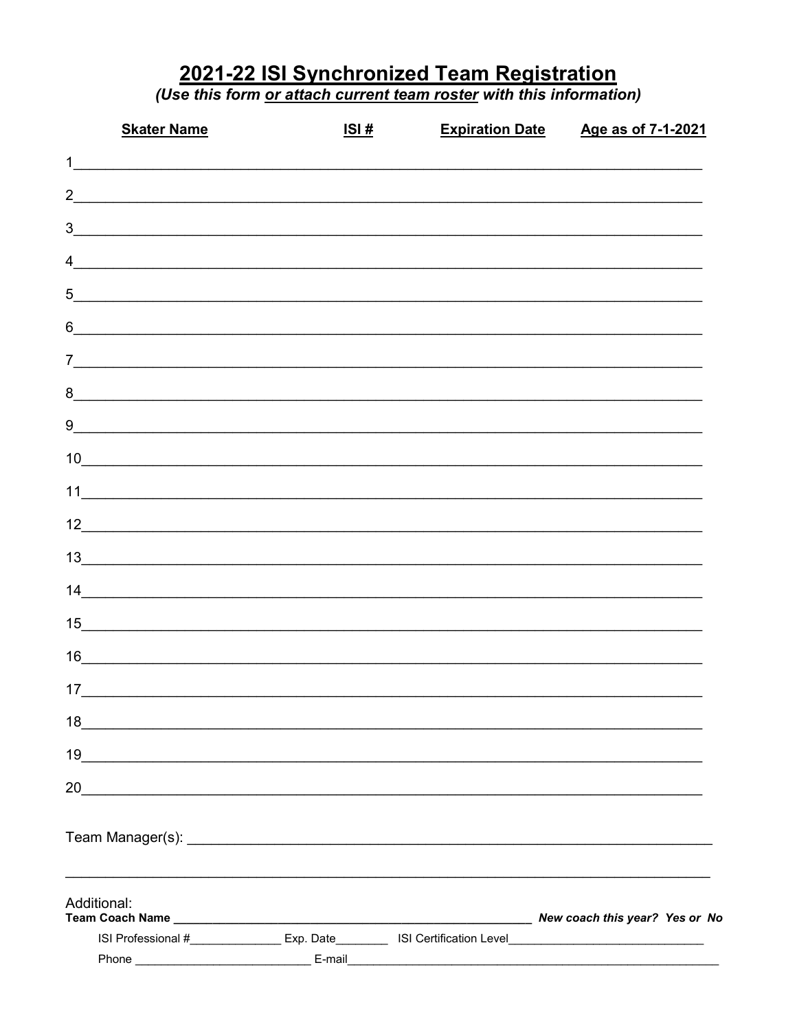# 2021-22 ISI Synchronized Team Registration

***(Use this form or attach current team roster with this information)***

| Skater Name | ISI # | Expiration Date | Age as of 7-1-2021 |
|---|---|---|---|
| 1 | | | |
| 2 | | | |
| 3 | | | |
| 4 | | | |
| 5 | | | |
| 6 | | | |
| 7 | | | |
| 8 | | | |
| 9 | | | |
| 10 | | | |
| 11 | | | |
| 12 | | | |
| 13 | | | |
| 14 | | | |
| 15 | | | |
| 16 | | | |
| 17 | | | |
| 18 | | | |
| 19 | | | |
| 20 | | | |

Team Manager(s): ____________________________________________________________________

____________________________________________________________________________________

Additional:

**Team Coach Name** ______________________________________________ ***New coach this year? Yes or No***

ISI Professional #_____________ Exp. Date________ ISI Certification Level____________________________

Phone _________________________ E-mail______________________________________________________